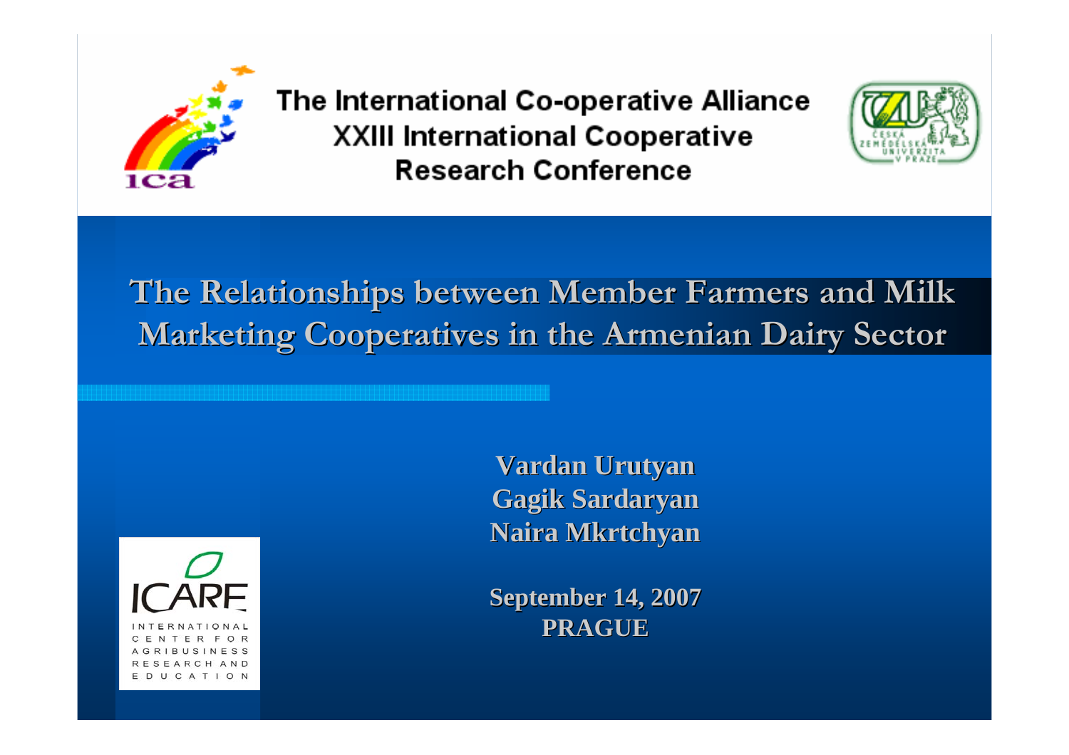The International Co-operative Alliance
XXIII International Cooperative
Research Conference

# The Relationships between Member Farmers and Milk Marketing Cooperatives in the Armenian Dairy Sector

**Vardan Urutyan**
**Gagik Sardaryan**
**Naira Mkrtchyan**

**September 14, 2007**
**PRAGUE**

ICARE
INTERNATIONAL CENTER FOR AGRIBUSINESS RESEARCH AND EDUCATION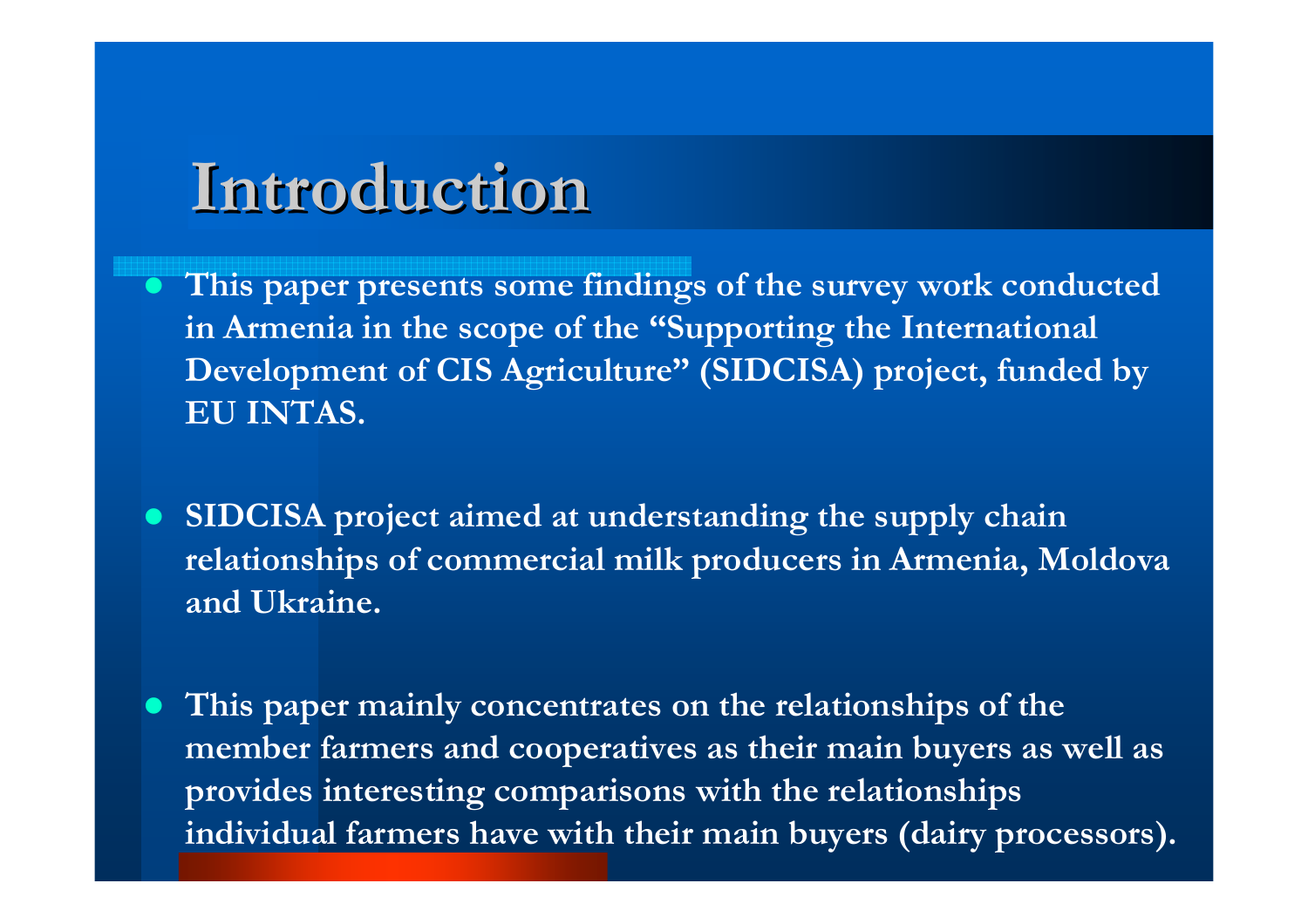# Introduction

- This paper presents some findings of the survey work conducted in Armenia in the scope of the "Supporting the International Development of CIS Agriculture" (SIDCISA) project, funded by EU INTAS.

- SIDCISA project aimed at understanding the supply chain relationships of commercial milk producers in Armenia, Moldova and Ukraine.

- This paper mainly concentrates on the relationships of the member farmers and cooperatives as their main buyers as well as provides interesting comparisons with the relationships individual farmers have with their main buyers (dairy processors).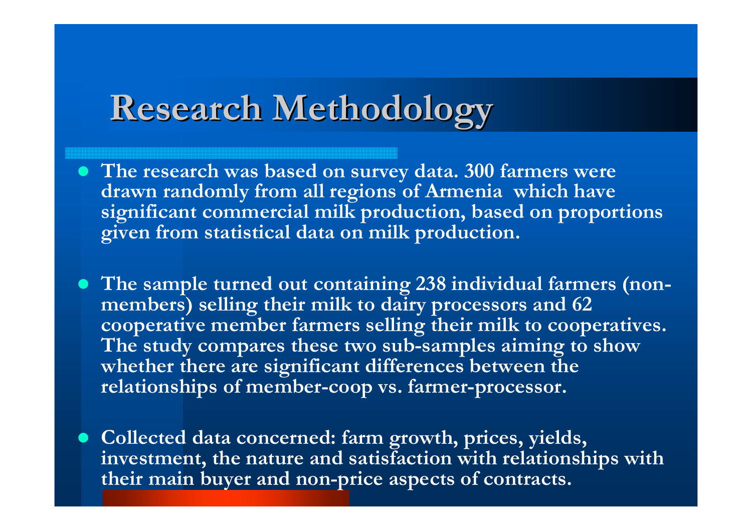# Research Methodology

- **The research was based on survey data. 300 farmers were drawn randomly from all regions of Armenia which have significant commercial milk production, based on proportions given from statistical data on milk production.**

- **The sample turned out containing 238 individual farmers (non-members) selling their milk to dairy processors and 62 cooperative member farmers selling their milk to cooperatives. The study compares these two sub-samples aiming to show whether there are significant differences between the relationships of member-coop vs. farmer-processor.**

- **Collected data concerned: farm growth, prices, yields, investment, the nature and satisfaction with relationships with their main buyer and non-price aspects of contracts.**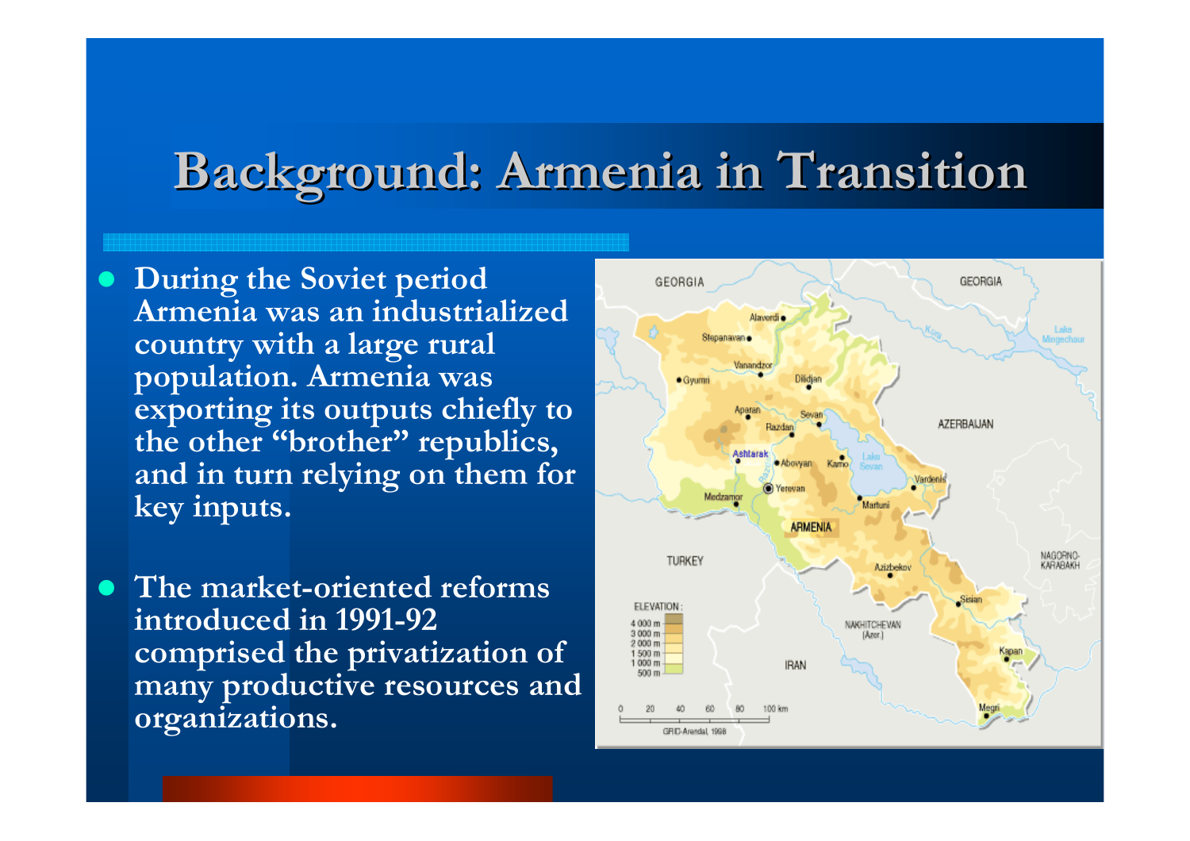# Background: Armenia in Transition

- During the Soviet period Armenia was an industrialized country with a large rural population. Armenia was exporting its outputs chiefly to the other "brother" republics, and in turn relying on them for key inputs.

- The market-oriented reforms introduced in 1991-92 comprised the privatization of many productive resources and organizations.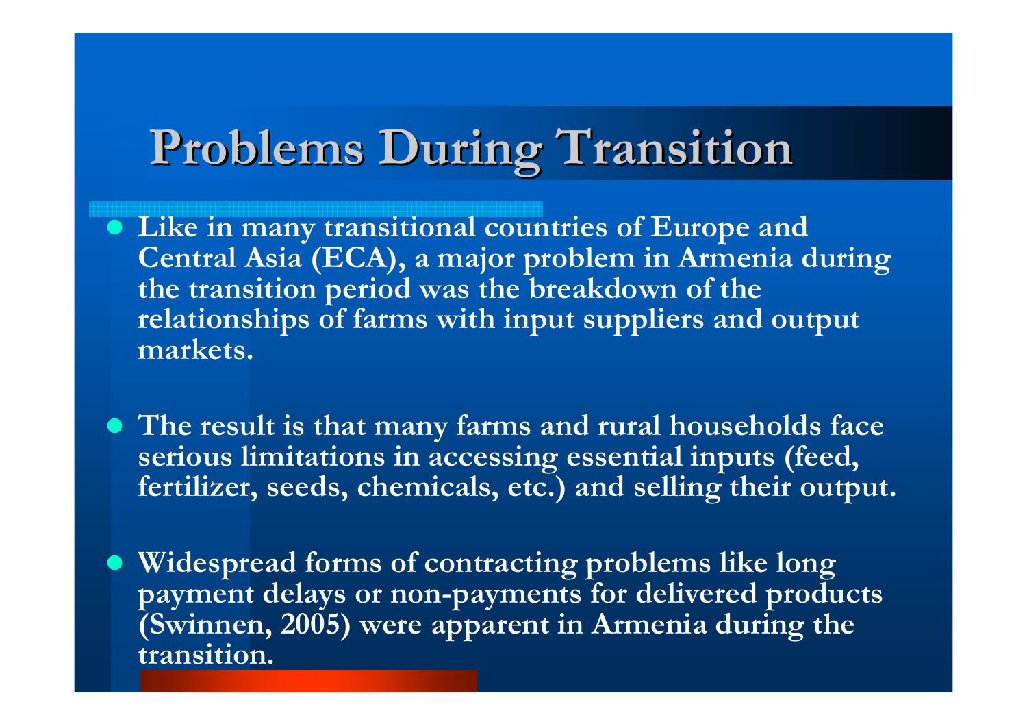# Problems During Transition

- Like in many transitional countries of Europe and Central Asia (ECA), a major problem in Armenia during the transition period was the breakdown of the relationships of farms with input suppliers and output markets.

- The result is that many farms and rural households face serious limitations in accessing essential inputs (feed, fertilizer, seeds, chemicals, etc.) and selling their output.

- Widespread forms of contracting problems like long payment delays or non-payments for delivered products (Swinnen, 2005) were apparent in Armenia during the transition.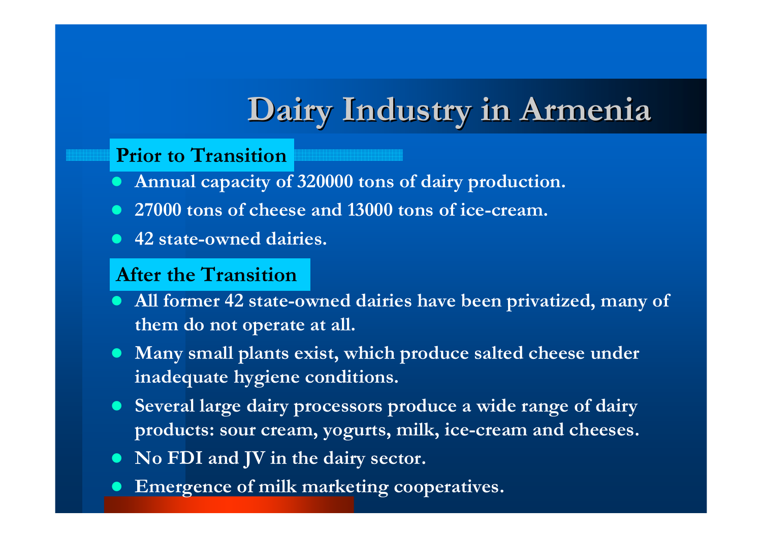# Dairy Industry in Armenia

## Prior to Transition

- Annual capacity of 320000 tons of dairy production.
- 27000 tons of cheese and 13000 tons of ice-cream.
- 42 state-owned dairies.

## After the Transition

- All former 42 state-owned dairies have been privatized, many of them do not operate at all.
- Many small plants exist, which produce salted cheese under inadequate hygiene conditions.
- Several large dairy processors produce a wide range of dairy products: sour cream, yogurts, milk, ice-cream and cheeses.
- No FDI and JV in the dairy sector.
- Emergence of milk marketing cooperatives.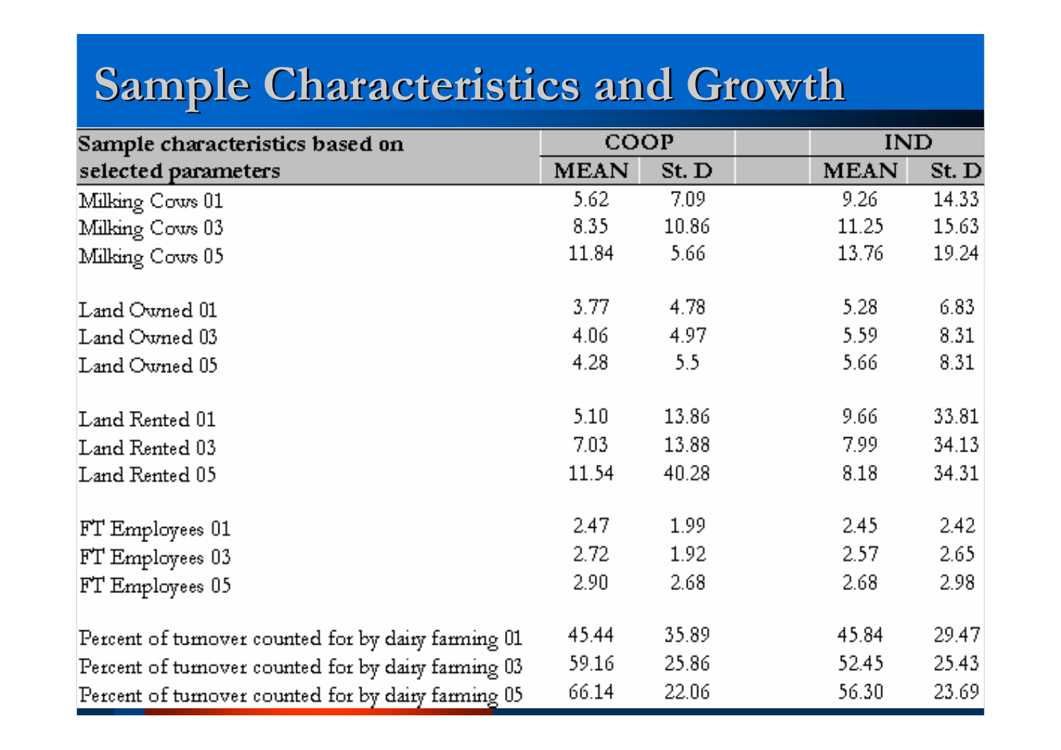# Sample Characteristics and Growth

| Sample characteristics based on selected parameters | COOP | | IND | |
|---|---|---|---|---|
| | MEAN | St. D | MEAN | St. D |
| Milking Cows 01 | 5.62 | 7.09 | 9.26 | 14.33 |
| Milking Cows 03 | 8.35 | 10.86 | 11.25 | 15.63 |
| Milking Cows 05 | 11.84 | 5.66 | 13.76 | 19.24 |
| Land Owned 01 | 3.77 | 4.78 | 5.28 | 6.83 |
| Land Owned 03 | 4.06 | 4.97 | 5.59 | 8.31 |
| Land Owned 05 | 4.28 | 5.5 | 5.66 | 8.31 |
| Land Rented 01 | 5.10 | 13.86 | 9.66 | 33.81 |
| Land Rented 03 | 7.03 | 13.88 | 7.99 | 34.13 |
| Land Rented 05 | 11.54 | 40.28 | 8.18 | 34.31 |
| FT Employees 01 | 2.47 | 1.99 | 2.45 | 2.42 |
| FT Employees 03 | 2.72 | 1.92 | 2.57 | 2.65 |
| FT Employees 05 | 2.90 | 2.68 | 2.68 | 2.98 |
| Percent of turnover counted for by dairy farming 01 | 45.44 | 35.89 | 45.84 | 29.47 |
| Percent of turnover counted for by dairy farming 03 | 59.16 | 25.86 | 52.45 | 25.43 |
| Percent of turnover counted for by dairy farming 05 | 66.14 | 22.06 | 56.30 | 23.69 |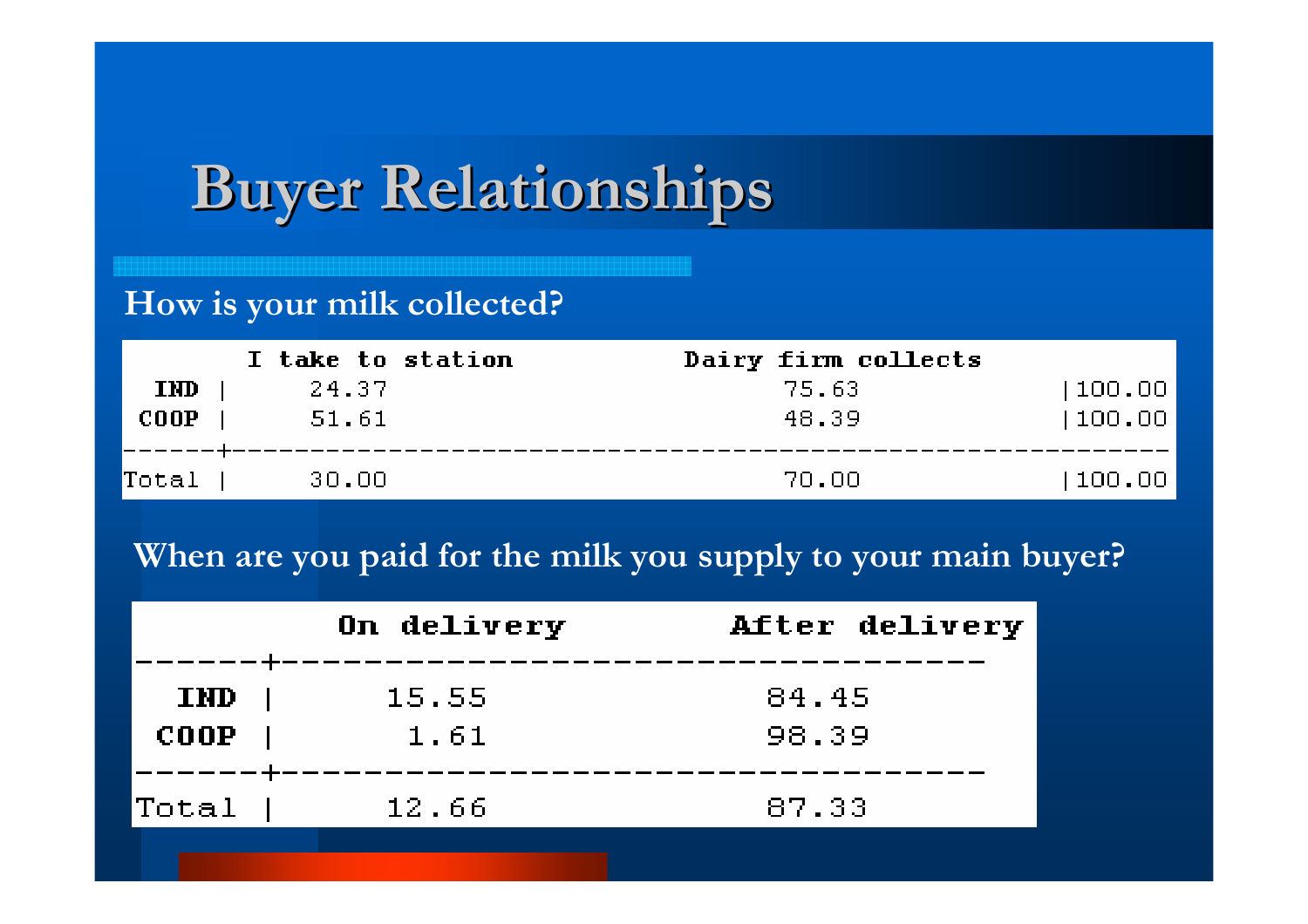# Buyer Relationships

**How is your milk collected?**

| | I take to station | Dairy firm collects | |
|---|---|---|---|
| IND | 24.37 | 75.63 | 100.00 |
| COOP | 51.61 | 48.39 | 100.00 |
| Total | 30.00 | 70.00 | 100.00 |

**When are you paid for the milk you supply to your main buyer?**

| | On delivery | After delivery |
|---|---|---|
| IND | 15.55 | 84.45 |
| COOP | 1.61 | 98.39 |
| Total | 12.66 | 87.33 |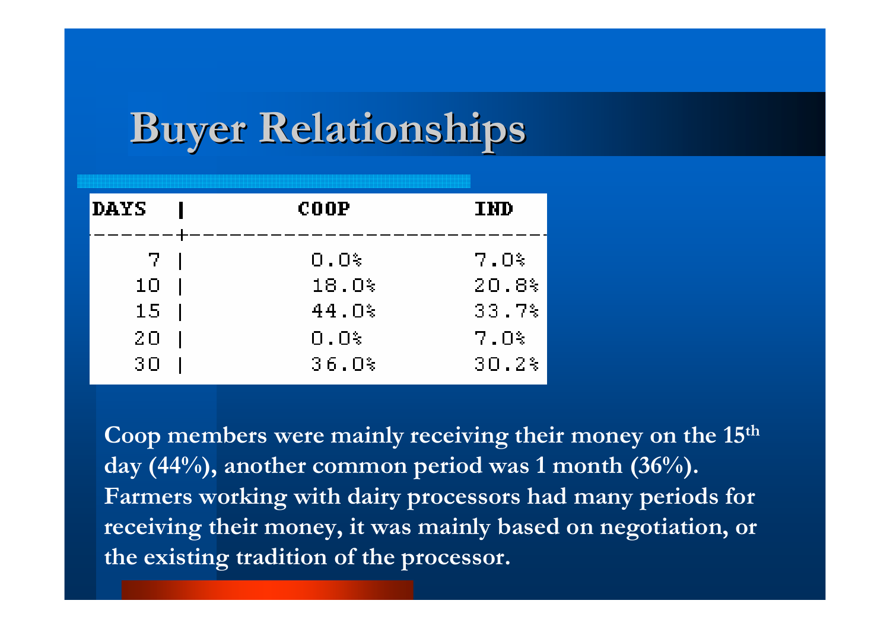# Buyer Relationships

| DAYS | COOP | IND |
|---|---|---|
| 7 | 0.0% | 7.0% |
| 10 | 18.0% | 20.8% |
| 15 | 44.0% | 33.7% |
| 20 | 0.0% | 7.0% |
| 30 | 36.0% | 30.2% |

**Coop members were mainly receiving their money on the 15th day (44%), another common period was 1 month (36%). Farmers working with dairy processors had many periods for receiving their money, it was mainly based on negotiation, or the existing tradition of the processor.**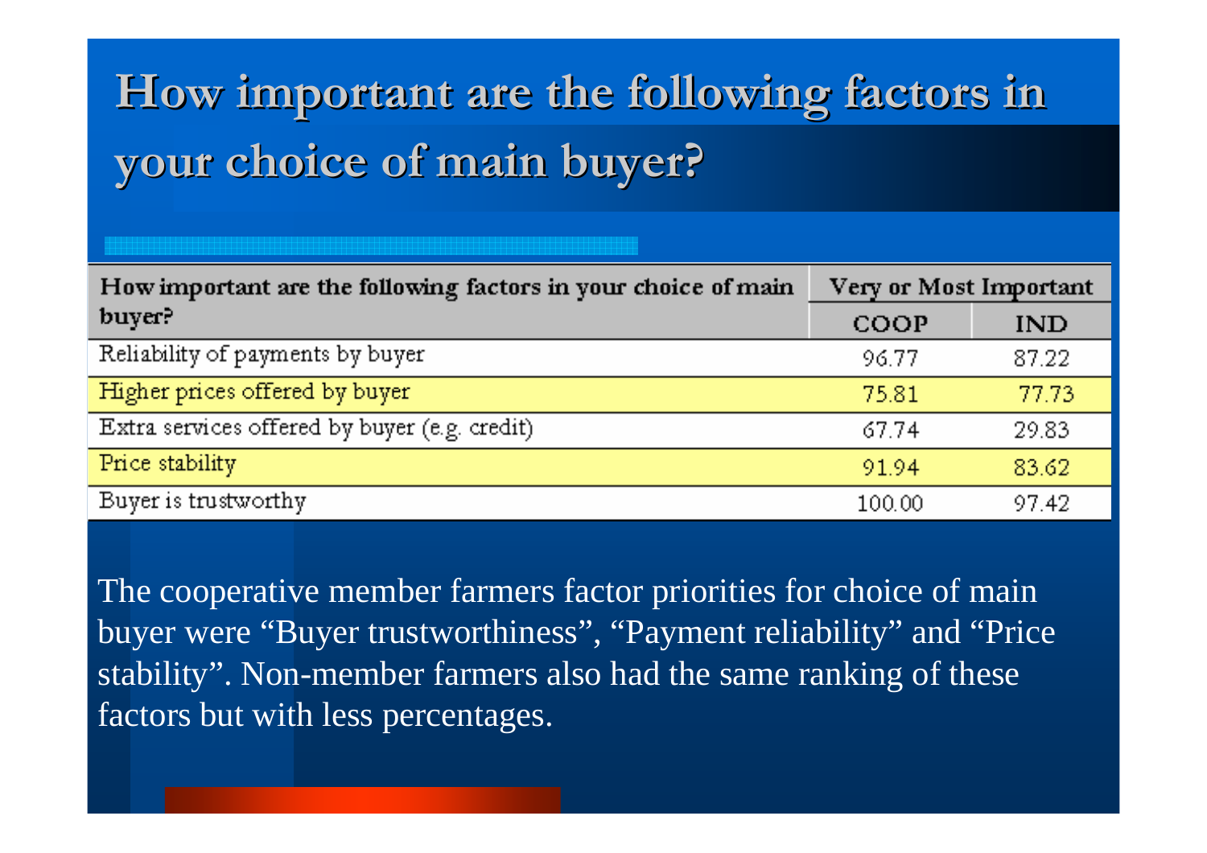# How important are the following factors in your choice of main buyer?

| How important are the following factors in your choice of main buyer? | Very or Most Important | |
|---|---|---|
| | COOP | IND |
| Reliability of payments by buyer | 96.77 | 87.22 |
| Higher prices offered by buyer | 75.81 | 77.73 |
| Extra services offered by buyer (e.g. credit) | 67.74 | 29.83 |
| Price stability | 91.94 | 83.62 |
| Buyer is trustworthy | 100.00 | 97.42 |

The cooperative member farmers factor priorities for choice of main buyer were “Buyer trustworthiness”, “Payment reliability” and “Price stability”. Non-member farmers also had the same ranking of these factors but with less percentages.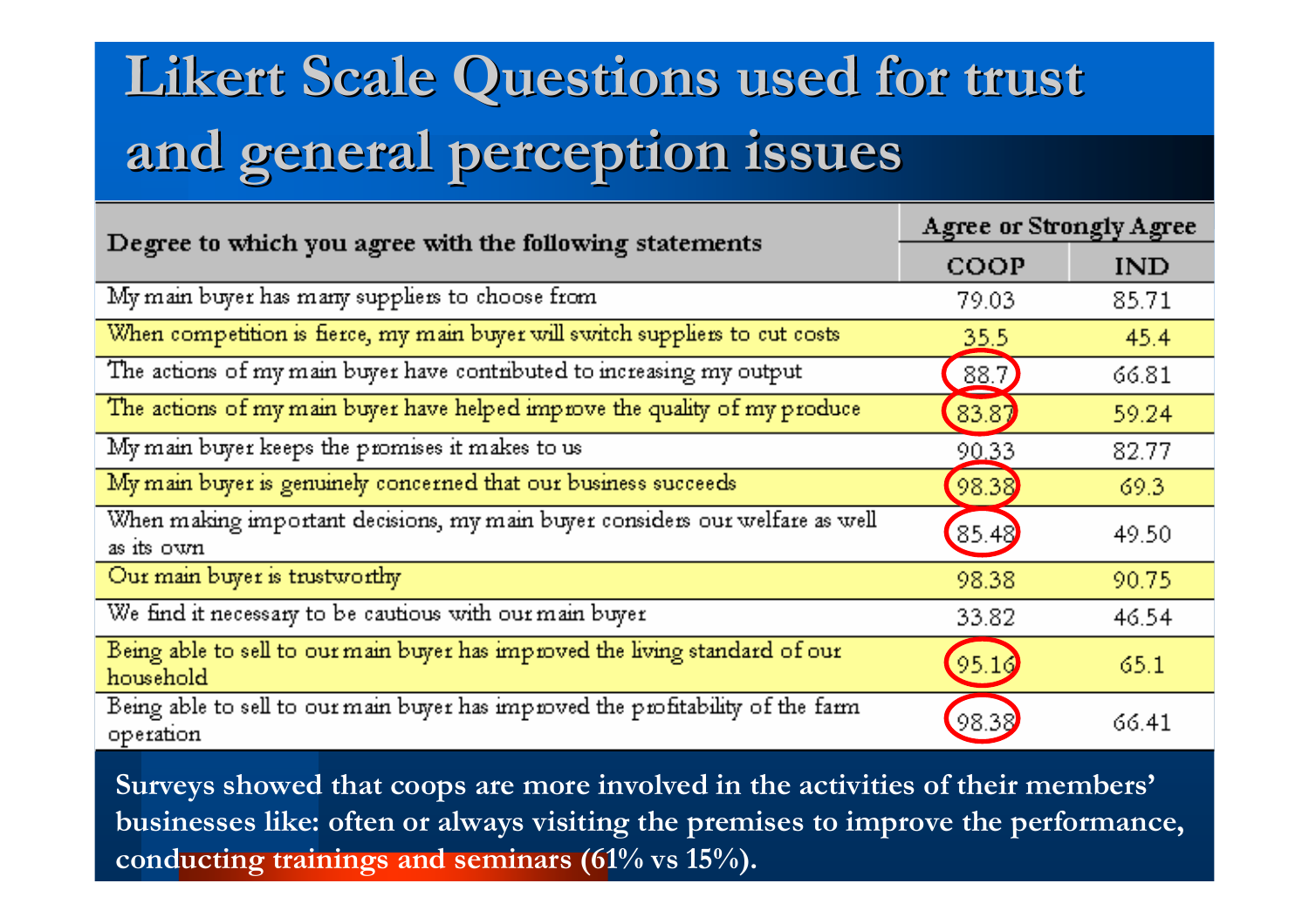# Likert Scale Questions used for trust and general perception issues

| Degree to which you agree with the following statements | Agree or Strongly Agree | |
|---|---|---|
| | COOP | IND |
| My main buyer has many suppliers to choose from | 79.03 | 85.71 |
| When competition is fierce, my main buyer will switch suppliers to cut costs | 35.5 | 45.4 |
| The actions of my main buyer have contributed to increasing my output | 88.7 | 66.81 |
| The actions of my main buyer have helped improve the quality of my produce | 83.87 | 59.24 |
| My main buyer keeps the promises it makes to us | 90.33 | 82.77 |
| My main buyer is genuinely concerned that our business succeeds | 98.38 | 69.3 |
| When making important decisions, my main buyer considers our welfare as well as its own | 85.48 | 49.50 |
| Our main buyer is trustworthy | 98.38 | 90.75 |
| We find it necessary to be cautious with our main buyer | 33.82 | 46.54 |
| Being able to sell to our main buyer has improved the living standard of our household | 95.16 | 65.1 |
| Being able to sell to our main buyer has improved the profitability of the farm operation | 98.38 | 66.41 |

**Surveys showed that coops are more involved in the activities of their members' businesses like: often or always visiting the premises to improve the performance, conducting trainings and seminars (61% vs 15%).**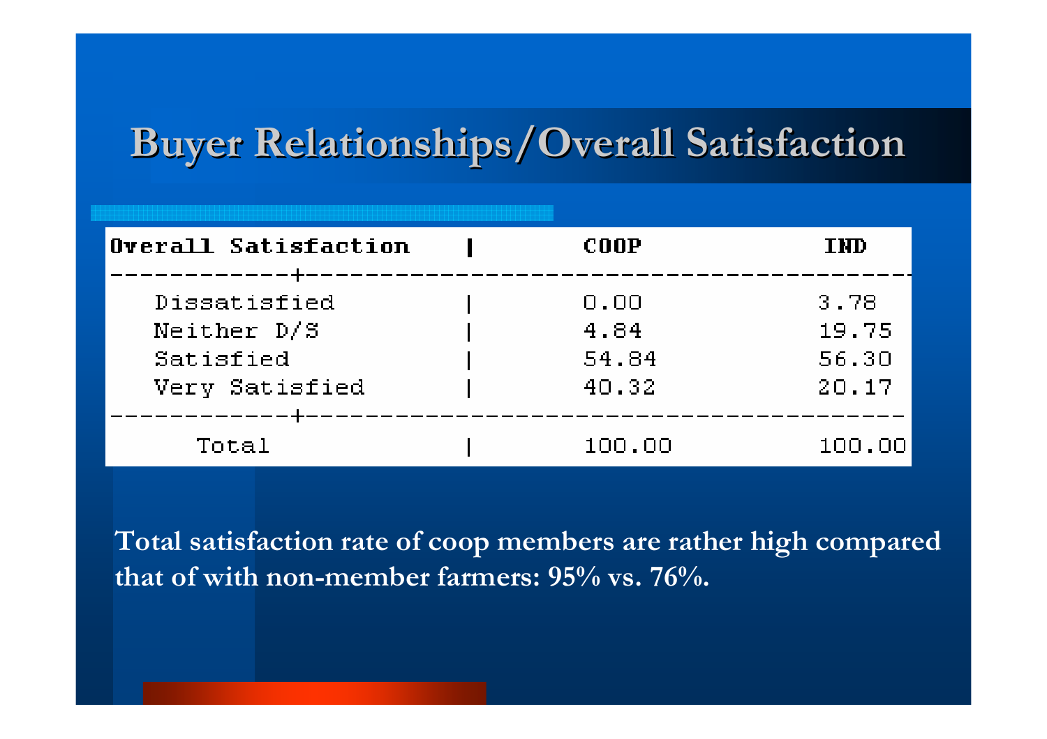# Buyer Relationships/Overall Satisfaction

| Overall Satisfaction | COOP | IND |
|---|---|---|
| Dissatisfied | 0.00 | 3.78 |
| Neither D/S | 4.84 | 19.75 |
| Satisfied | 54.84 | 56.30 |
| Very Satisfied | 40.32 | 20.17 |
| Total | 100.00 | 100.00 |

**Total satisfaction rate of coop members are rather high compared that of with non-member farmers: 95% vs. 76%.**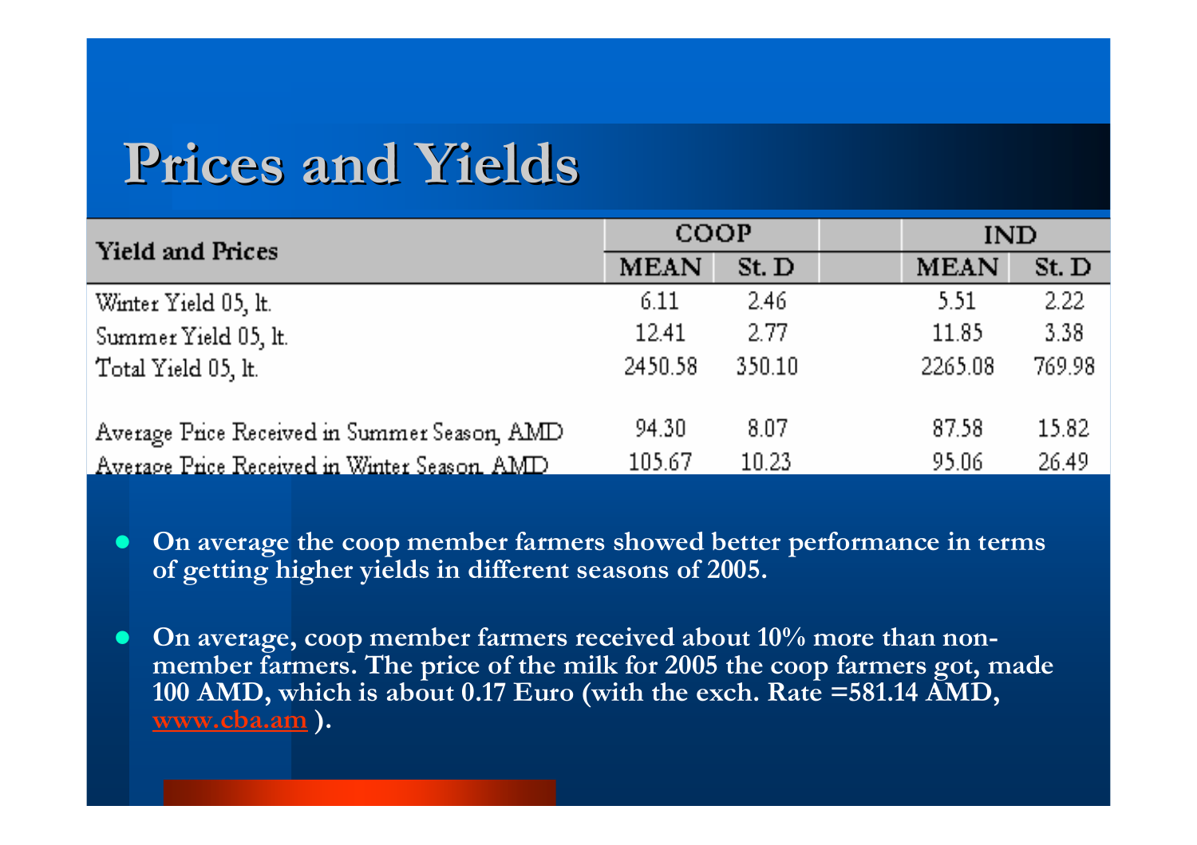# Prices and Yields

| Yield and Prices | COOP | | IND | |
|---|---|---|---|---|
| | MEAN | St. D | MEAN | St. D |
| Winter Yield 05, lt. | 6.11 | 2.46 | 5.51 | 2.22 |
| Summer Yield 05, lt. | 12.41 | 2.77 | 11.85 | 3.38 |
| Total Yield 05, lt. | 2450.58 | 350.10 | 2265.08 | 769.98 |
| Average Price Received in Summer Season, AMD | 94.30 | 8.07 | 87.58 | 15.82 |
| Average Price Received in Winter Season, AMD | 105.67 | 10.23 | 95.06 | 26.49 |

- **On average the coop member farmers showed better performance in terms of getting higher yields in different seasons of 2005.**

- **On average, coop member farmers received about 10% more than non-member farmers. The price of the milk for 2005 the coop farmers got, made 100 AMD, which is about 0.17 Euro (with the exch. Rate =581.14 AMD, www.cba.am ).**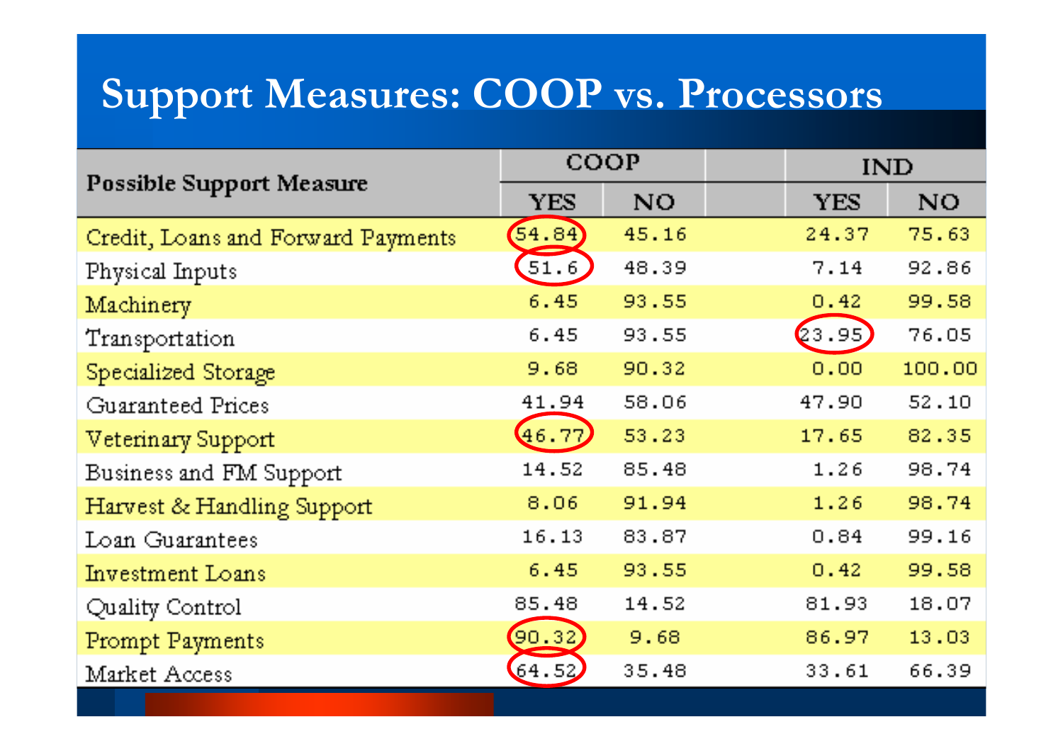# Support Measures: COOP vs. Processors

| Possible Support Measure | COOP | | IND | |
|---|---|---|---|---|
| | YES | NO | YES | NO |
| Credit, Loans and Forward Payments | 54.84 | 45.16 | 24.37 | 75.63 |
| Physical Inputs | 51.6 | 48.39 | 7.14 | 92.86 |
| Machinery | 6.45 | 93.55 | 0.42 | 99.58 |
| Transportation | 6.45 | 93.55 | 23.95 | 76.05 |
| Specialized Storage | 9.68 | 90.32 | 0.00 | 100.00 |
| Guaranteed Prices | 41.94 | 58.06 | 47.90 | 52.10 |
| Veterinary Support | 46.77 | 53.23 | 17.65 | 82.35 |
| Business and FM Support | 14.52 | 85.48 | 1.26 | 98.74 |
| Harvest & Handling Support | 8.06 | 91.94 | 1.26 | 98.74 |
| Loan Guarantees | 16.13 | 83.87 | 0.84 | 99.16 |
| Investment Loans | 6.45 | 93.55 | 0.42 | 99.58 |
| Quality Control | 85.48 | 14.52 | 81.93 | 18.07 |
| Prompt Payments | 90.32 | 9.68 | 86.97 | 13.03 |
| Market Access | 64.52 | 35.48 | 33.61 | 66.39 |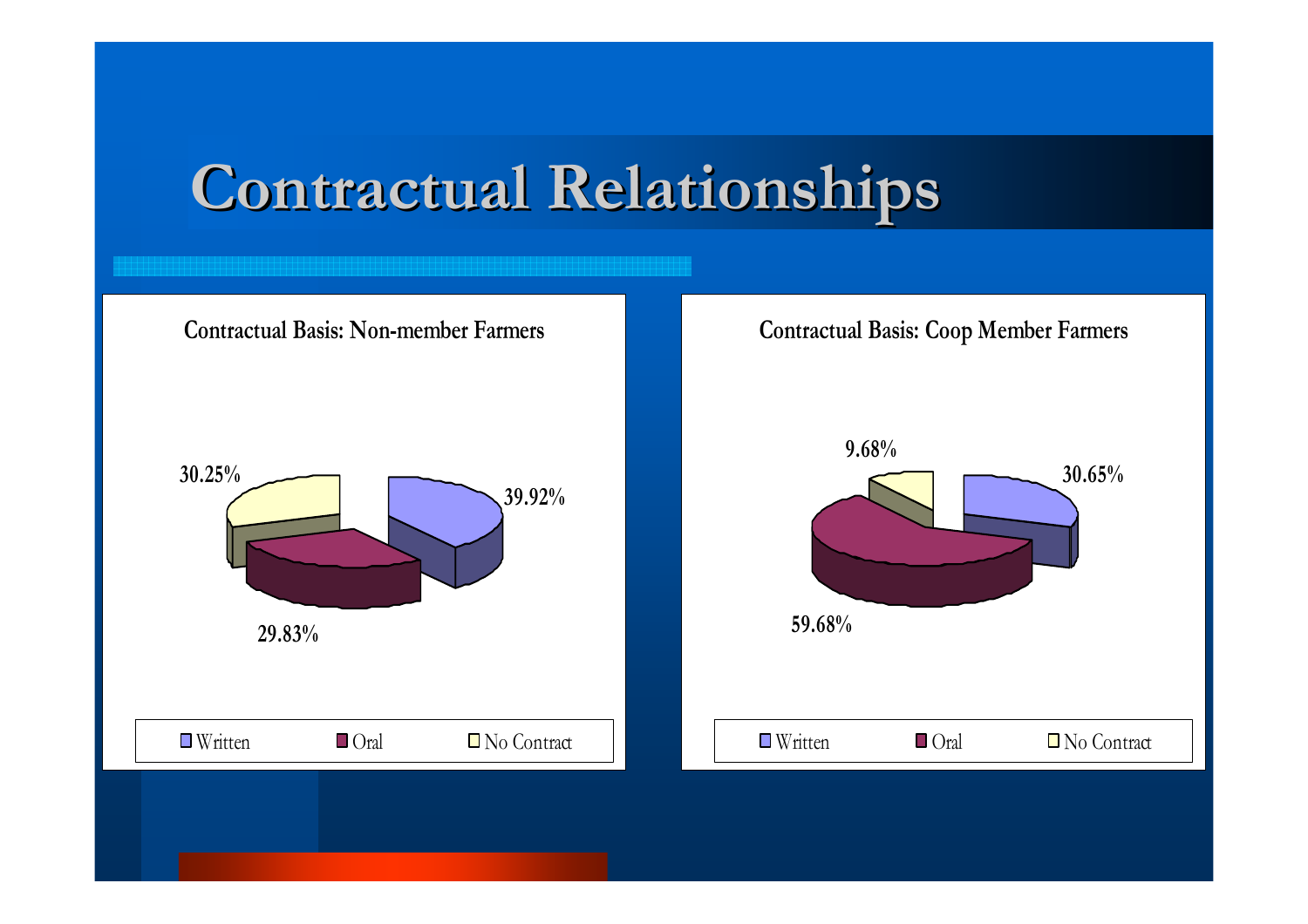# Contractual Relationships

**Contractual Basis: Non-member Farmers**

| Contract type | Share |
| --- | --- |
| Written | 39.92% |
| Oral | 29.83% |
| No Contract | 30.25% |

**Contractual Basis: Coop Member Farmers**

| Contract type | Share |
| --- | --- |
| Written | 30.65% |
| Oral | 59.68% |
| No Contract | 9.68% |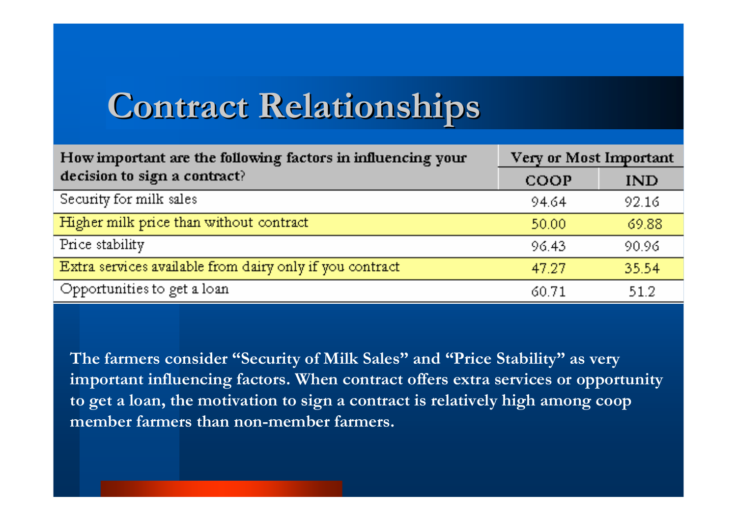# Contract Relationships

| How important are the following factors in influencing your decision to sign a contract? | Very or Most Important | |
|---|---|---|
| | COOP | IND |
| Security for milk sales | 94.64 | 92.16 |
| Higher milk price than without contract | 50.00 | 69.88 |
| Price stability | 96.43 | 90.96 |
| Extra services available from dairy only if you contract | 47.27 | 35.54 |
| Opportunities to get a loan | 60.71 | 51.2 |

**The farmers consider "Security of Milk Sales" and "Price Stability" as very important influencing factors. When contract offers extra services or opportunity to get a loan, the motivation to sign a contract is relatively high among coop member farmers than non-member farmers.**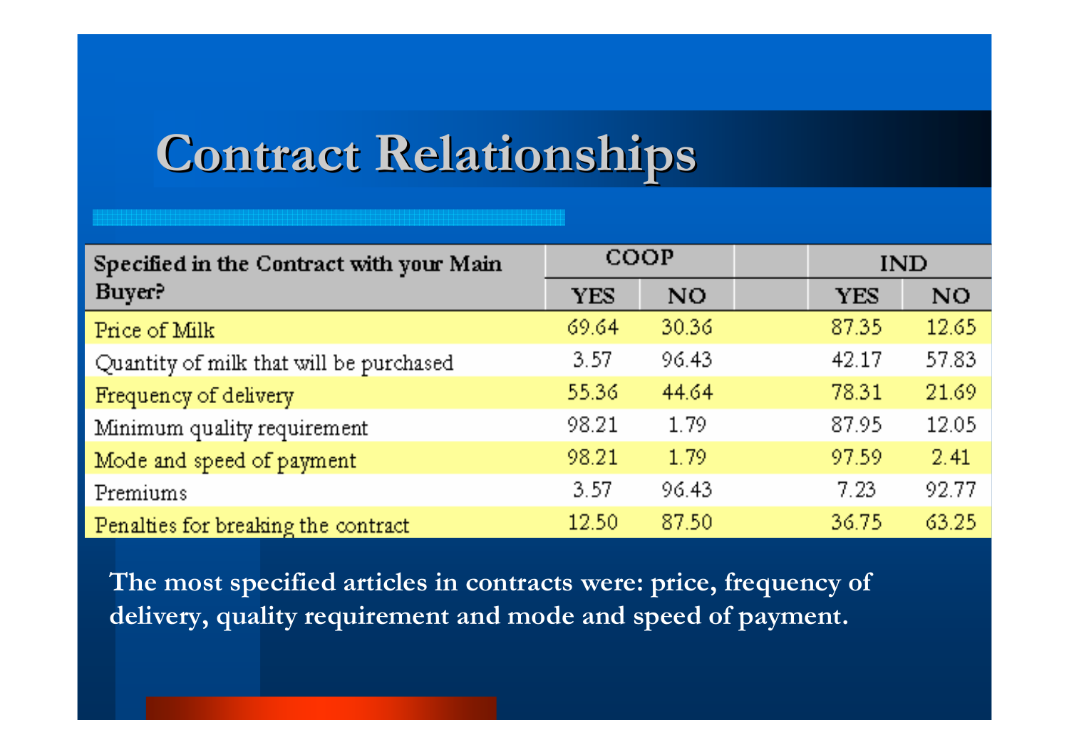# Contract Relationships

| Specified in the Contract with your Main Buyer? | COOP | | IND | |
|---|---|---|---|---|
| | YES | NO | YES | NO |
| Price of Milk | 69.64 | 30.36 | 87.35 | 12.65 |
| Quantity of milk that will be purchased | 3.57 | 96.43 | 42.17 | 57.83 |
| Frequency of delivery | 55.36 | 44.64 | 78.31 | 21.69 |
| Minimum quality requirement | 98.21 | 1.79 | 87.95 | 12.05 |
| Mode and speed of payment | 98.21 | 1.79 | 97.59 | 2.41 |
| Premiums | 3.57 | 96.43 | 7.23 | 92.77 |
| Penalties for breaking the contract | 12.50 | 87.50 | 36.75 | 63.25 |

**The most specified articles in contracts were: price, frequency of delivery, quality requirement and mode and speed of payment.**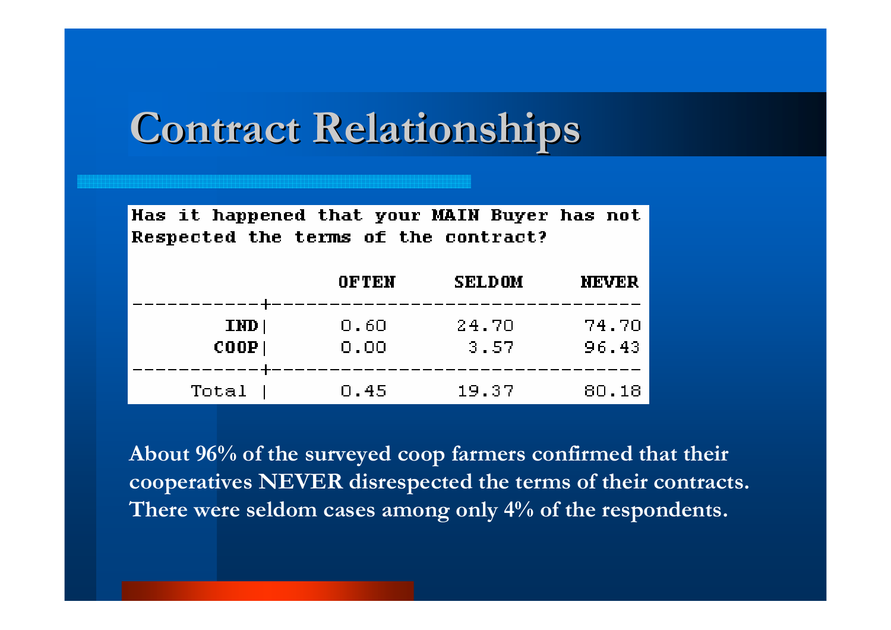# Contract Relationships

Has it happened that your MAIN Buyer has not Respected the terms of the contract?

| | OFTEN | SELDOM | NEVER |
|---|---|---|---|
| IND | 0.60 | 24.70 | 74.70 |
| COOP | 0.00 | 3.57 | 96.43 |
| Total | 0.45 | 19.37 | 80.18 |

**About 96% of the surveyed coop farmers confirmed that their cooperatives NEVER disrespected the terms of their contracts. There were seldom cases among only 4% of the respondents.**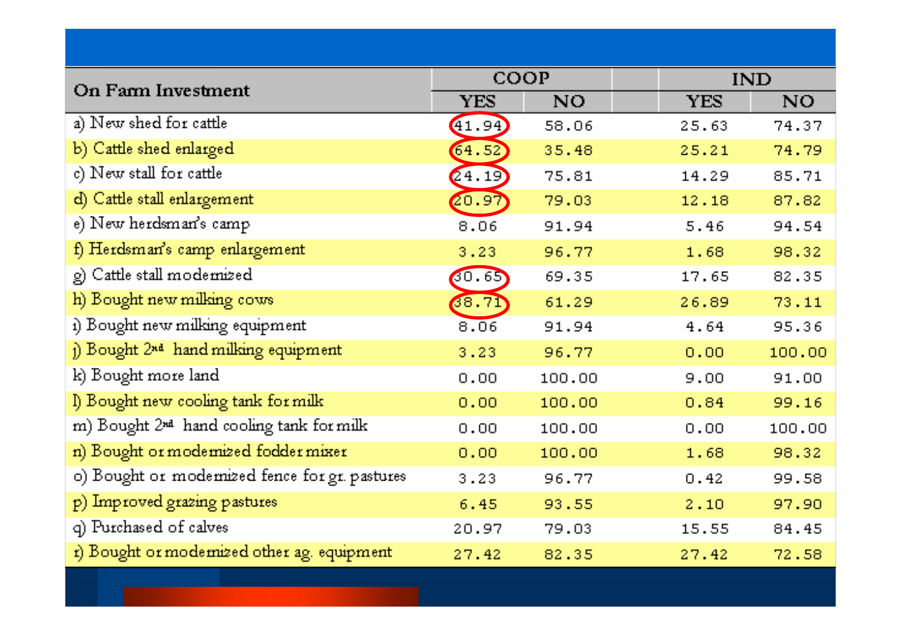| On Farm Investment | COOP | | IND | |
|---|---|---|---|---|
| | YES | NO | YES | NO |
| a) New shed for cattle | 41.94 | 58.06 | 25.63 | 74.37 |
| b) Cattle shed enlarged | 64.52 | 35.48 | 25.21 | 74.79 |
| c) New stall for cattle | 24.19 | 75.81 | 14.29 | 85.71 |
| d) Cattle stall enlargement | 20.97 | 79.03 | 12.18 | 87.82 |
| e) New herdsman's camp | 8.06 | 91.94 | 5.46 | 94.54 |
| f) Herdsman's camp enlargement | 3.23 | 96.77 | 1.68 | 98.32 |
| g) Cattle stall modernized | 30.65 | 69.35 | 17.65 | 82.35 |
| h) Bought new milking cows | 38.71 | 61.29 | 26.89 | 73.11 |
| i) Bought new milking equipment | 8.06 | 91.94 | 4.64 | 95.36 |
| j) Bought 2nd hand milking equipment | 3.23 | 96.77 | 0.00 | 100.00 |
| k) Bought more land | 0.00 | 100.00 | 9.00 | 91.00 |
| l) Bought new cooling tank for milk | 0.00 | 100.00 | 0.84 | 99.16 |
| m) Bought 2nd hand cooling tank for milk | 0.00 | 100.00 | 0.00 | 100.00 |
| n) Bought or modernized fodder mixer | 0.00 | 100.00 | 1.68 | 98.32 |
| o) Bought or modernized fence for gr. pastures | 3.23 | 96.77 | 0.42 | 99.58 |
| p) Improved grazing pastures | 6.45 | 93.55 | 2.10 | 97.90 |
| q) Purchased of calves | 20.97 | 79.03 | 15.55 | 84.45 |
| r) Bought or modernized other ag. equipment | 27.42 | 82.35 | 27.42 | 72.58 |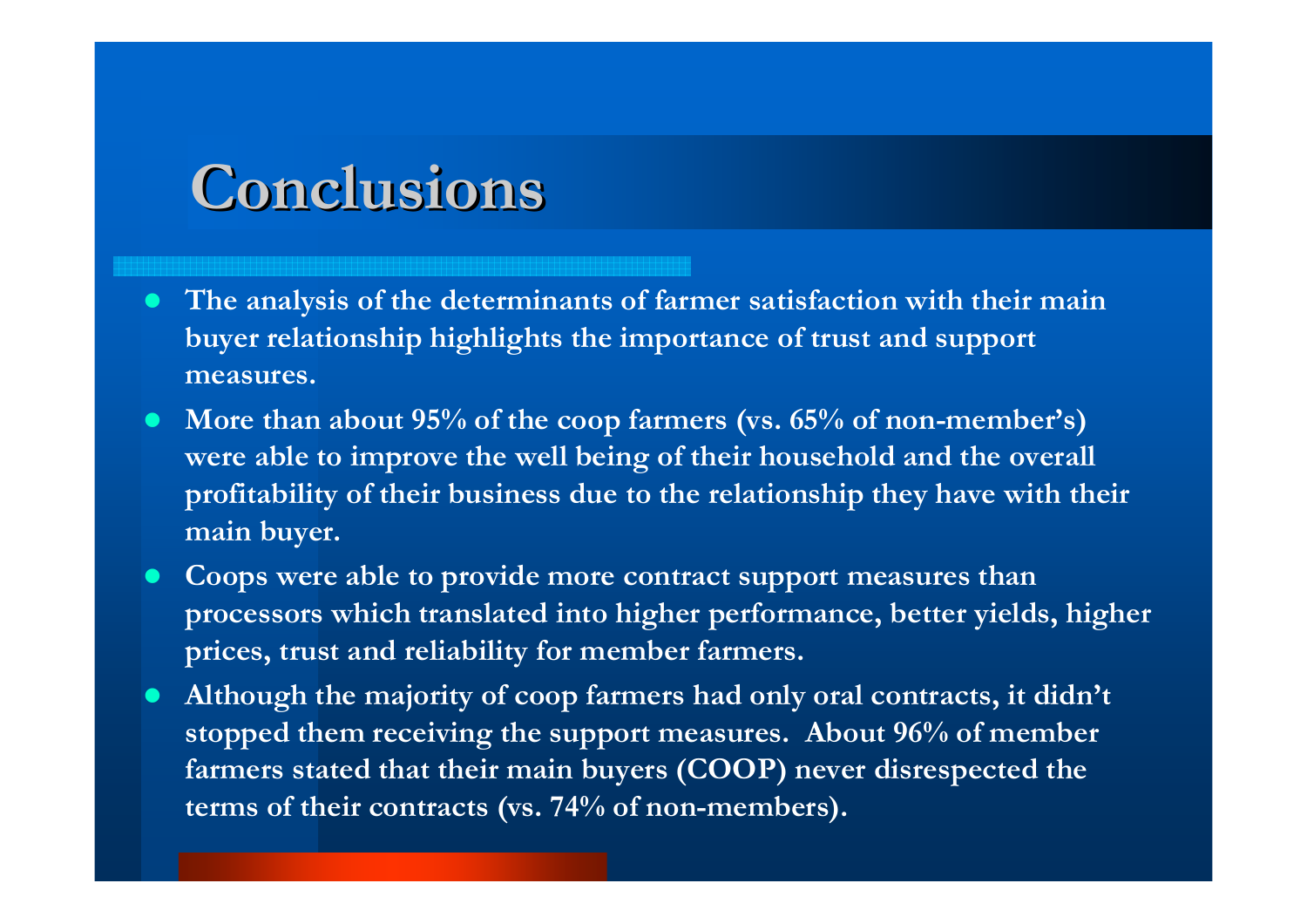# Conclusions

- The analysis of the determinants of farmer satisfaction with their main buyer relationship highlights the importance of trust and support measures.
- More than about 95% of the coop farmers (vs. 65% of non-member's) were able to improve the well being of their household and the overall profitability of their business due to the relationship they have with their main buyer.
- Coops were able to provide more contract support measures than processors which translated into higher performance, better yields, higher prices, trust and reliability for member farmers.
- Although the majority of coop farmers had only oral contracts, it didn't stopped them receiving the support measures. About 96% of member farmers stated that their main buyers (COOP) never disrespected the terms of their contracts (vs. 74% of non-members).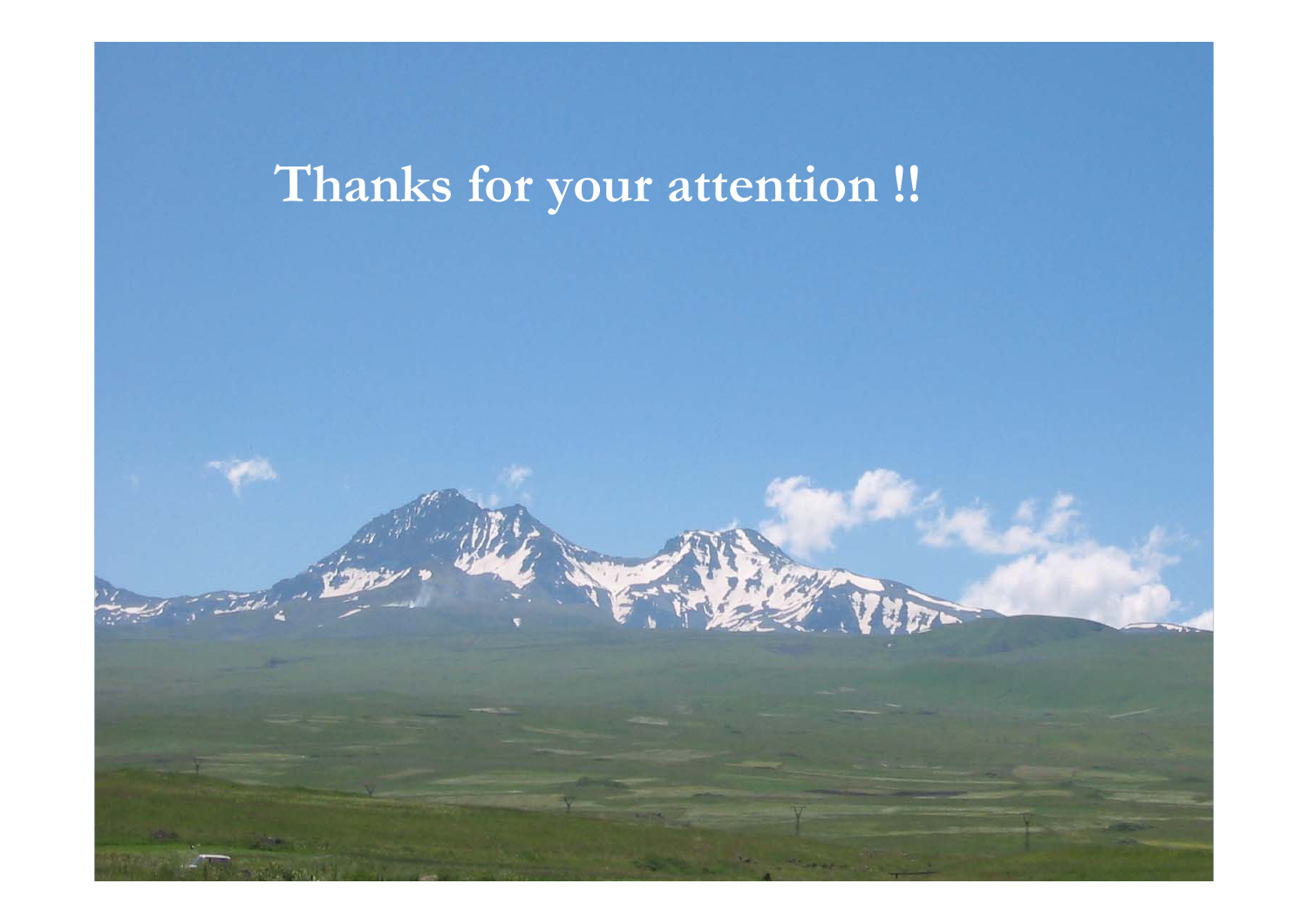Thanks for your attention !!